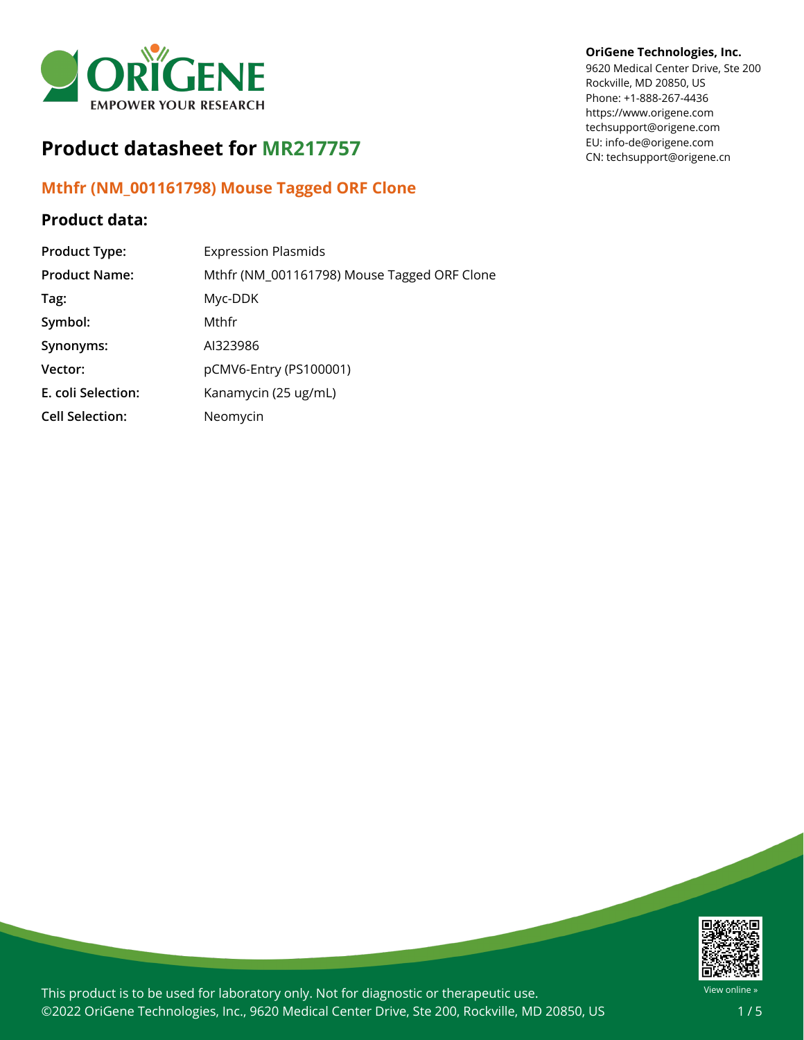**OriGene Technologies, Inc.**
9620 Medical Center Drive, Ste 200
Rockville, MD 20850, US
Phone: +1-888-267-4436
https://www.origene.com
techsupport@origene.com
EU: info-de@origene.com
CN: techsupport@origene.cn

# Product datasheet for MR217757

## Mthfr (NM_001161798) Mouse Tagged ORF Clone

### Product data:

| | |
|---|---|
| **Product Type:** | Expression Plasmids |
| **Product Name:** | Mthfr (NM_001161798) Mouse Tagged ORF Clone |
| **Tag:** | Myc-DDK |
| **Symbol:** | Mthfr |
| **Synonyms:** | AI323986 |
| **Vector:** | pCMV6-Entry (PS100001) |
| **E. coli Selection:** | Kanamycin (25 ug/mL) |
| **Cell Selection:** | Neomycin |

This product is to be used for laboratory only. Not for diagnostic or therapeutic use.
©2022 OriGene Technologies, Inc., 9620 Medical Center Drive, Ste 200, Rockville, MD 20850, US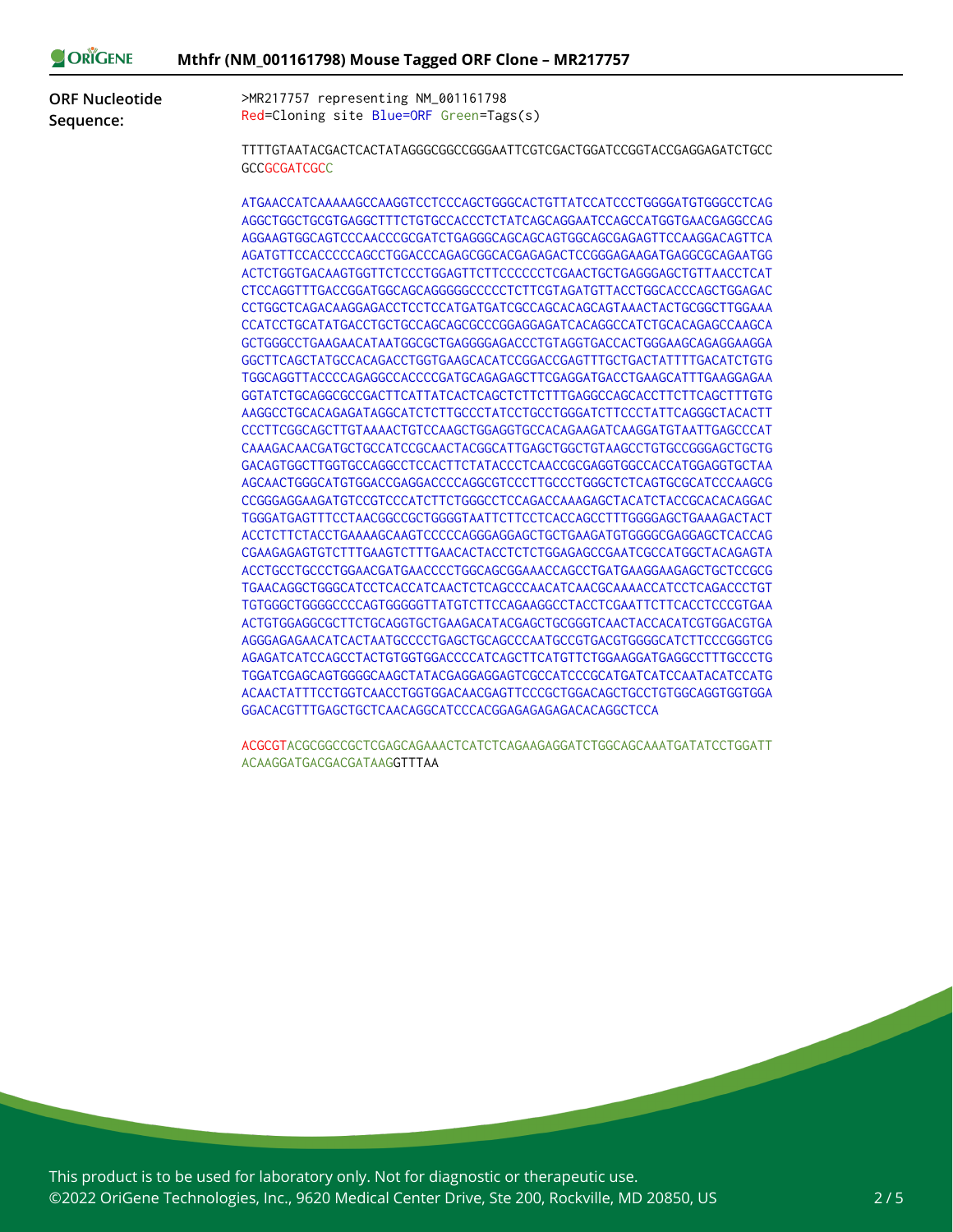**ORF Nucleotide Sequence:**

>MR217757 representing NM_001161798
Red=Cloning site Blue=ORF Green=Tags(s)

```
TTTTGTAATACGACTCACTATAGGGCGGCCGGGAATTCGTCGACTGGATCCGGTACCGAGGAGATCTGCC
GCCGCGATCGCC

ATGAACCATCAAAAAGCCAAGGTCCTCCCAGCTGGGCACTGTTATCCATCCCTGGGGATGTGGGCCTCAG
AGGCTGGCTGCGTGAGGCTTTCTGTGCCACCCTCTATCAGCAGGAATCCAGCCATGGTGAACGAGGCCAG
AGGAAGTGGCAGTCCCAACCCGCGATCTGAGGGCAGCAGCAGTGGCAGCGAGAGTTCCAAGGACAGTTCA
AGATGTTCCACCCCCAGCCTGGACCCAGAGCGGCACGAGAGACTCCGGGAGAAGATGAGGCGCAGAATGG
ACTCTGGTGACAAGTGGTTCTCCCTGGAGTTCTTCCCCCCTCGAACTGCTGAGGGAGCTGTTAACCTCAT
CTCCAGGTTTGACCGGATGGCAGCAGGGGGCCCCCTCTTCGTAGATGTTACCTGGCACCCAGCTGGAGAC
CCTGGCTCAGACAAGGAGACCTCCTCCATGATGATCGCCAGCACAGCAGTAAACTACTGCGGCTTGGAAA
CCATCCTGCATATGACCTGCTGCCAGCAGCGCCCGGAGGAGATCACAGGCCATCTGCACAGAGCCAAGCA
GCTGGGCCTGAAGAACATAATGGCGCTGAGGGGAGACCCTGTAGGTGACCACTGGGAAGCAGAGGAAGGA
GGCTTCAGCTATGCCACAGACCTGGTGAAGCACATCCGGACCGAGTTTGCTGACTATTTTGACATCTGTG
TGGCAGGTTACCCCAGAGGCCACCCCGATGCAGAGAGCTTCGAGGATGACCTGAAGCATTTGAAGGAGAA
GGTATCTGCAGGCGCCGACTTCATTATCACTCAGCTCTTCTTTGAGGCCAGCACCTTCTTCAGCTTTGTG
AAGGCCTGCACAGAGATAGGCATCTCTTGCCCTATCCTGCCTGGGATCTTCCCTATTCAGGGCTACACTT
CCCTTCGGCAGCTTGTAAAACTGTCCAAGCTGGAGGTGCCACAGAAGATCAAGGATGTAATTGAGCCCAT
CAAAGACAACGATGCTGCCATCCGCAACTACGGCATTGAGCTGGCTGTAAGCCTGTGCCGGGAGCTGCTG
GACAGTGGCTTGGTGCCAGGCCTCCACTTCTATACCCTCAACCGCGAGGTGGCCACCATGGAGGTGCTAA
AGCAACTGGGCATGTGGACCGAGGACCCCAGGCGTCCCTTGCCCTGGGCTCTCAGTGCGCATCCCAAGCG
CCGGGAGGAAGATGTCCGTCCCATCTTCTGGGCCTCCAGACCAAAGAGCTACATCTACCGCACACAGGAC
TGGGATGAGTTTCCTAACGGCCGCTGGGGTAATTCTTCCTCACCAGCCTTTGGGGAGCTGAAAGACTACT
ACCTCTTCTACCTGAAAAGCAAGTCCCCCAGGGAGGAGCTGCTGAAGATGTGGGGCGAGGAGCTCACCAG
CGAAGAGAGTGTCTTTGAAGTCTTTGAACACTACCTCTCTGGAGAGCCGAATCGCCATGGCTACAGAGTA
ACCTGCCTGCCCTGGAACGATGAACCCCTGGCAGCGGAAACCAGCCTGATGAAGGAAGAGCTGCTCCGCG
TGAACAGGCTGGGCATCCTCACCATCAACTCTCAGCCCAACATCAACGCAAAACCATCCTCAGACCCTGT
TGTGGGCTGGGGCCCCAGTGGGGGTTATGTCTTCCAGAAGGCCTACCTCGAATTCTTCACCTCCCGTGAA
ACTGTGGAGGCGCTTCTGCAGGTGCTGAAGACATACGAGCTGCGGGTCAACTACCACATCGTGGACGTGA
AGGGAGAGAACATCACTAATGCCCCTGAGCTGCAGCCCAATGCCGTGACGTGGGGCATCTTCCCGGGTCG
AGAGATCATCCAGCCTACTGTGGTGGACCCCATCAGCTTCATGTTCTGGAAGGATGAGGCCTTTGCCCTG
TGGATCGAGCAGTGGGGCAAGCTATACGAGGAGGAGTCGCCATCCCGCATGATCATCCAATACATCCATG
ACAACTATTTCCTGGTCAACCTGGTGGACAACGAGTTCCCGCTGGACAGCTGCCTGTGGCAGGTGGTGGA
GGACACGTTTGAGCTGCTCAACAGGCATCCCACGGAGAGAGAGACACAGGCTCCA

ACGCGTACGCGGCCGCTCGAGCAGAAACTCATCTCAGAAGAGGATCTGGCAGCAAATGATATCCTGGATT
ACAAGGATGACGACGATAAGGTTTAA
```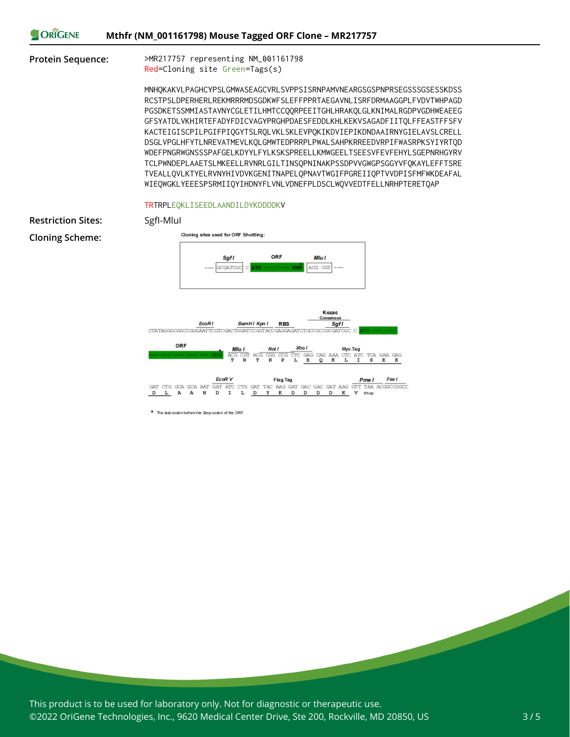**Protein Sequence:**

```
>MR217757 representing NM_001161798
Red=Cloning site Green=Tags(s)

MNHQKAKVLPAGHCYPSLGMWASEAGCVRLSVPPSISRNPAMVNEARGSGSPNPRSEGSSSGSESSKDSS
RCSTPSLDPERHERLREKMRRRMDSGDKWFSLEFFPPRTAEGAVNLISRFDRMAAGGPLFVDVTWHPAGD
PGSDKETSSMMIASTAVNYCGLETILHMTCCQQRPEEITGHLHRAKQLGLKNIMALRGDPVGDHWEAEEG
GFSYATDLVKHIRTEFADYFDICVAGYPRGHPDAESFEDDLKHLKEKVSAGADFIITQLFFEASTFFSFV
KACTEIGISCPILPGIFPIQGYTSLRQLVKLSKLEVPQKIKDVIEPIKDNDAAIRNYGIELAVSLCRELL
DSGLVPGLHFYTLNREVATMEVLKQLGMWTEDPRRPLPWALSAHPKRREEDVRPIFWASRPKSYIYRTQD
WDEFPNGRWGNSSSPAFGELKDYYLFYLKSKSPREELLKMWGEELTSEESVFEVFEHYLSGEPNRHGYRV
TCLPWNDEPLAAETSLMKEELLRVNRLGILTINSQPNINAKPSSDPVVGWGPSGGYVFQKAYLEFFTSRE
TVEALLQVLKTYELRVNYHIVDVKGENITNAPELQPNAVTWGIFPGREIIQPTVVDPISFMFWKDEAFAL
WIEQWGKLYEEESPSRMIIQYIHDNYFLVNLVDNEFPLDSCLWQVVEDTFELLNRHPTERETQAP

TRTRPLEQKLISEEDLAANDILDYKDDDDKV
```

**Restriction Sites:** SgfI-MluI

**Cloning Scheme:**

Cloning sites used for ORF Shuttling:

--- SgfI GCGATCGC C ATG ---//--- NNN MluI ACG CGT ---

```
         EcoRI         BamHI KpnI  RBS         Kozac Consensus / SgfI
CTATAGGGCGGCCGGGAATTCGTCGACTGGATCCGGTACCGAGGAGATCTGCCGCCGCGATCGC C ATG --- ---

ORF                  MluI    NotI    XhoI         Myc.Tag
--- --- --- --- NNN* ACG CGT ACG CGG CCG CTC GAG CAG AAA CTC ATC TCA GAA GAG
                      T   R   T   R   P   L   E   Q   K   L   I   S   E   E

                    EcoRV           Flag.Tag                          PmeI     FseI
GAT CTG GCA GCA AAT GAT ATC CTG GAT TAC AAG GAT GAC GAC GAT AAG GTT TAA ACGGCCGGCC
 D   L   A   A   N   D   I   L   D   Y   K   D   D   D   D   K   V  Stop
```

\* The last codon before the Stop codon of the ORF

This product is to be used for laboratory only. Not for diagnostic or therapeutic use.
©2022 OriGene Technologies, Inc., 9620 Medical Center Drive, Ste 200, Rockville, MD 20850, US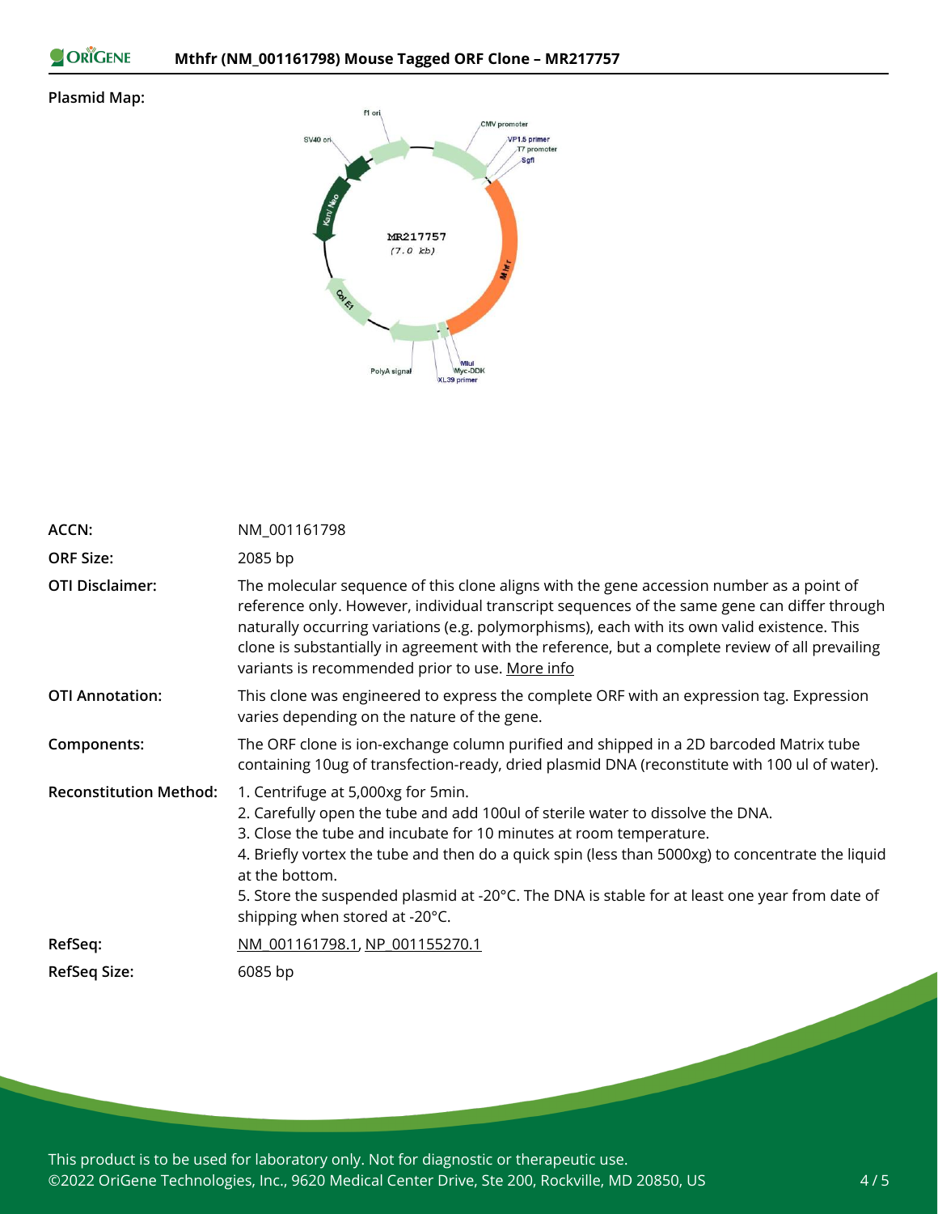**Plasmid Map:**

| | |
|---|---|
| **ACCN:** | NM_001161798 |
| **ORF Size:** | 2085 bp |
| **OTI Disclaimer:** | The molecular sequence of this clone aligns with the gene accession number as a point of reference only. However, individual transcript sequences of the same gene can differ through naturally occurring variations (e.g. polymorphisms), each with its own valid existence. This clone is substantially in agreement with the reference, but a complete review of all prevailing variants is recommended prior to use. More info |
| **OTI Annotation:** | This clone was engineered to express the complete ORF with an expression tag. Expression varies depending on the nature of the gene. |
| **Components:** | The ORF clone is ion-exchange column purified and shipped in a 2D barcoded Matrix tube containing 10ug of transfection-ready, dried plasmid DNA (reconstitute with 100 ul of water). |
| **Reconstitution Method:** | 1. Centrifuge at 5,000xg for 5min.<br>2. Carefully open the tube and add 100ul of sterile water to dissolve the DNA.<br>3. Close the tube and incubate for 10 minutes at room temperature.<br>4. Briefly vortex the tube and then do a quick spin (less than 5000xg) to concentrate the liquid at the bottom.<br>5. Store the suspended plasmid at -20°C. The DNA is stable for at least one year from date of shipping when stored at -20°C. |
| **RefSeq:** | NM_001161798.1, NP_001155270.1 |
| **RefSeq Size:** | 6085 bp |

This product is to be used for laboratory only. Not for diagnostic or therapeutic use.
©2022 OriGene Technologies, Inc., 9620 Medical Center Drive, Ste 200, Rockville, MD 20850, US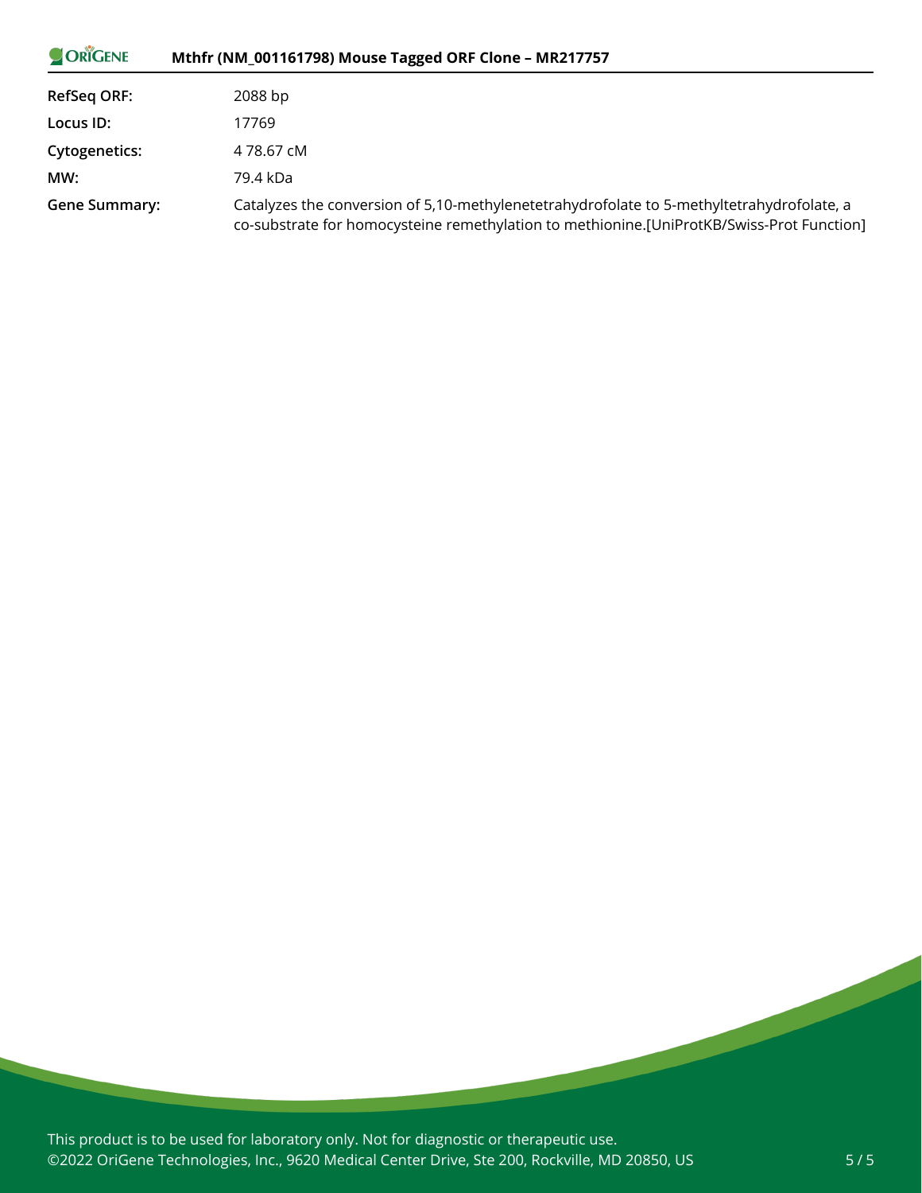| | |
|---|---|
| **RefSeq ORF:** | 2088 bp |
| **Locus ID:** | 17769 |
| **Cytogenetics:** | 4 78.67 cM |
| **MW:** | 79.4 kDa |
| **Gene Summary:** | Catalyzes the conversion of 5,10-methylenetetrahydrofolate to 5-methyltetrahydrofolate, a co-substrate for homocysteine remethylation to methionine.[UniProtKB/Swiss-Prot Function] |